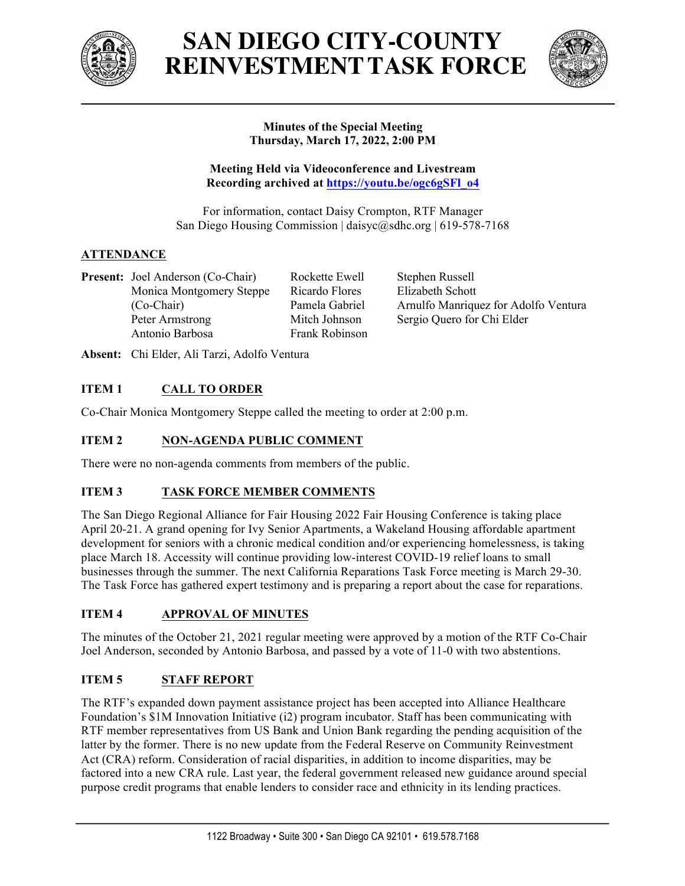# SAN DIEGO CITY-COUNTY REINVESTMENT TASK FORCE

**Minutes of the Special Meeting**
**Thursday, March 17, 2022, 2:00 PM**

**Meeting Held via Videoconference and Livestream**
**Recording archived at [https://youtu.be/ogc6gSFl_o4](https://youtu.be/ogc6gSFl_o4)**

For information, contact Daisy Crompton, RTF Manager
San Diego Housing Commission | daisyc@sdhc.org | 619-578-7168

## ATTENDANCE

**Present:** Joel Anderson (Co-Chair), Monica Montgomery Steppe (Co-Chair), Peter Armstrong, Antonio Barbosa, Rockette Ewell, Ricardo Flores, Pamela Gabriel, Mitch Johnson, Frank Robinson, Stephen Russell, Elizabeth Schott, Arnulfo Manriquez for Adolfo Ventura, Sergio Quero for Chi Elder

**Absent:** Chi Elder, Ali Tarzi, Adolfo Ventura

## ITEM 1 CALL TO ORDER

Co-Chair Monica Montgomery Steppe called the meeting to order at 2:00 p.m.

## ITEM 2 NON-AGENDA PUBLIC COMMENT

There were no non-agenda comments from members of the public.

## ITEM 3 TASK FORCE MEMBER COMMENTS

The San Diego Regional Alliance for Fair Housing 2022 Fair Housing Conference is taking place April 20-21. A grand opening for Ivy Senior Apartments, a Wakeland Housing affordable apartment development for seniors with a chronic medical condition and/or experiencing homelessness, is taking place March 18. Accessity will continue providing low-interest COVID-19 relief loans to small businesses through the summer. The next California Reparations Task Force meeting is March 29-30. The Task Force has gathered expert testimony and is preparing a report about the case for reparations.

## ITEM 4 APPROVAL OF MINUTES

The minutes of the October 21, 2021 regular meeting were approved by a motion of the RTF Co-Chair Joel Anderson, seconded by Antonio Barbosa, and passed by a vote of 11-0 with two abstentions.

## ITEM 5 STAFF REPORT

The RTF's expanded down payment assistance project has been accepted into Alliance Healthcare Foundation's $1M Innovation Initiative (i2) program incubator. Staff has been communicating with RTF member representatives from US Bank and Union Bank regarding the pending acquisition of the latter by the former. There is no new update from the Federal Reserve on Community Reinvestment Act (CRA) reform. Consideration of racial disparities, in addition to income disparities, may be factored into a new CRA rule. Last year, the federal government released new guidance around special purpose credit programs that enable lenders to consider race and ethnicity in its lending practices.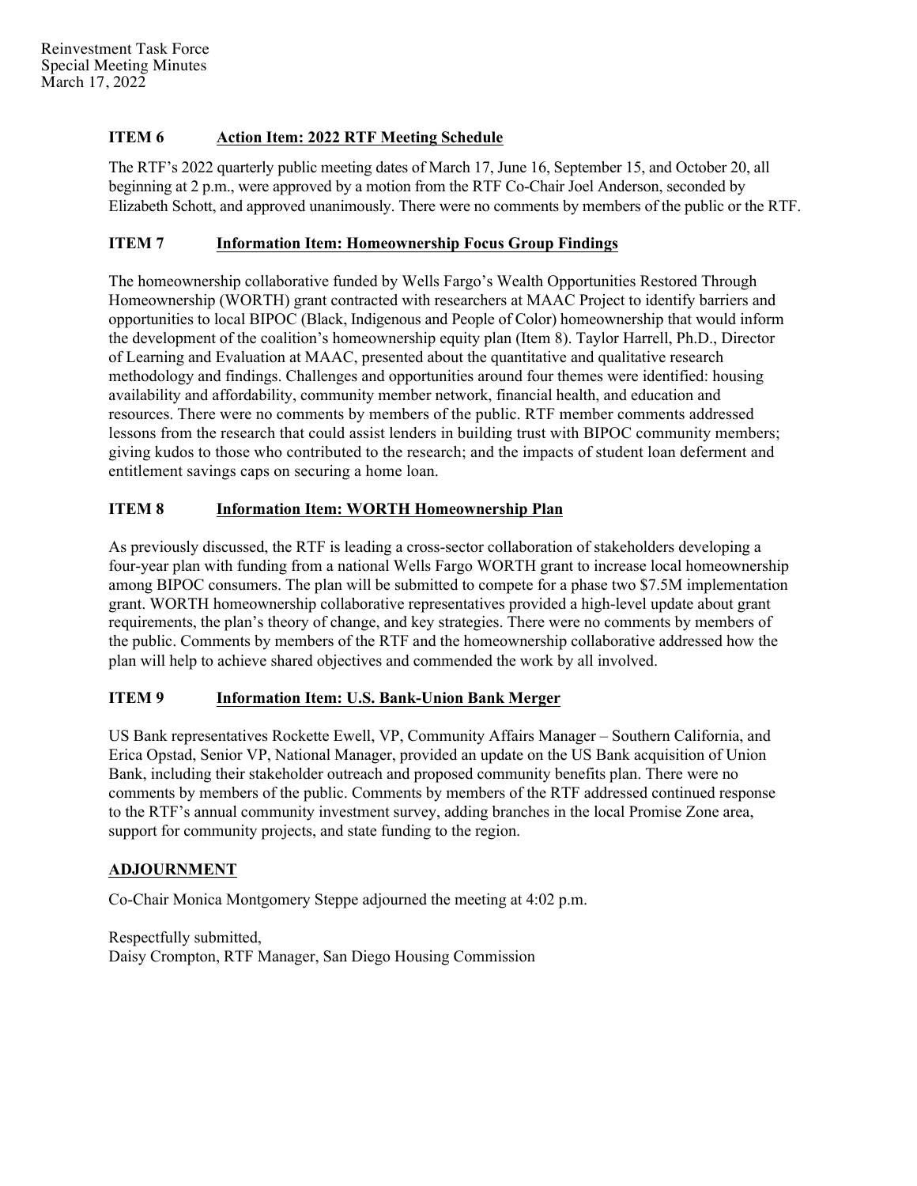### ITEM 6 Action Item: 2022 RTF Meeting Schedule

The RTF's 2022 quarterly public meeting dates of March 17, June 16, September 15, and October 20, all beginning at 2 p.m., were approved by a motion from the RTF Co-Chair Joel Anderson, seconded by Elizabeth Schott, and approved unanimously. There were no comments by members of the public or the RTF.

### ITEM 7 Information Item: Homeownership Focus Group Findings

The homeownership collaborative funded by Wells Fargo's Wealth Opportunities Restored Through Homeownership (WORTH) grant contracted with researchers at MAAC Project to identify barriers and opportunities to local BIPOC (Black, Indigenous and People of Color) homeownership that would inform the development of the coalition's homeownership equity plan (Item 8). Taylor Harrell, Ph.D., Director of Learning and Evaluation at MAAC, presented about the quantitative and qualitative research methodology and findings. Challenges and opportunities around four themes were identified: housing availability and affordability, community member network, financial health, and education and resources. There were no comments by members of the public. RTF member comments addressed lessons from the research that could assist lenders in building trust with BIPOC community members; giving kudos to those who contributed to the research; and the impacts of student loan deferment and entitlement savings caps on securing a home loan.

### ITEM 8 Information Item: WORTH Homeownership Plan

As previously discussed, the RTF is leading a cross-sector collaboration of stakeholders developing a four-year plan with funding from a national Wells Fargo WORTH grant to increase local homeownership among BIPOC consumers. The plan will be submitted to compete for a phase two \$7.5M implementation grant. WORTH homeownership collaborative representatives provided a high-level update about grant requirements, the plan's theory of change, and key strategies. There were no comments by members of the public. Comments by members of the RTF and the homeownership collaborative addressed how the plan will help to achieve shared objectives and commended the work by all involved.

### ITEM 9 Information Item: U.S. Bank-Union Bank Merger

US Bank representatives Rockette Ewell, VP, Community Affairs Manager – Southern California, and Erica Opstad, Senior VP, National Manager, provided an update on the US Bank acquisition of Union Bank, including their stakeholder outreach and proposed community benefits plan. There were no comments by members of the public. Comments by members of the RTF addressed continued response to the RTF's annual community investment survey, adding branches in the local Promise Zone area, support for community projects, and state funding to the region.

### ADJOURNMENT

Co-Chair Monica Montgomery Steppe adjourned the meeting at 4:02 p.m.

Respectfully submitted,
Daisy Crompton, RTF Manager, San Diego Housing Commission